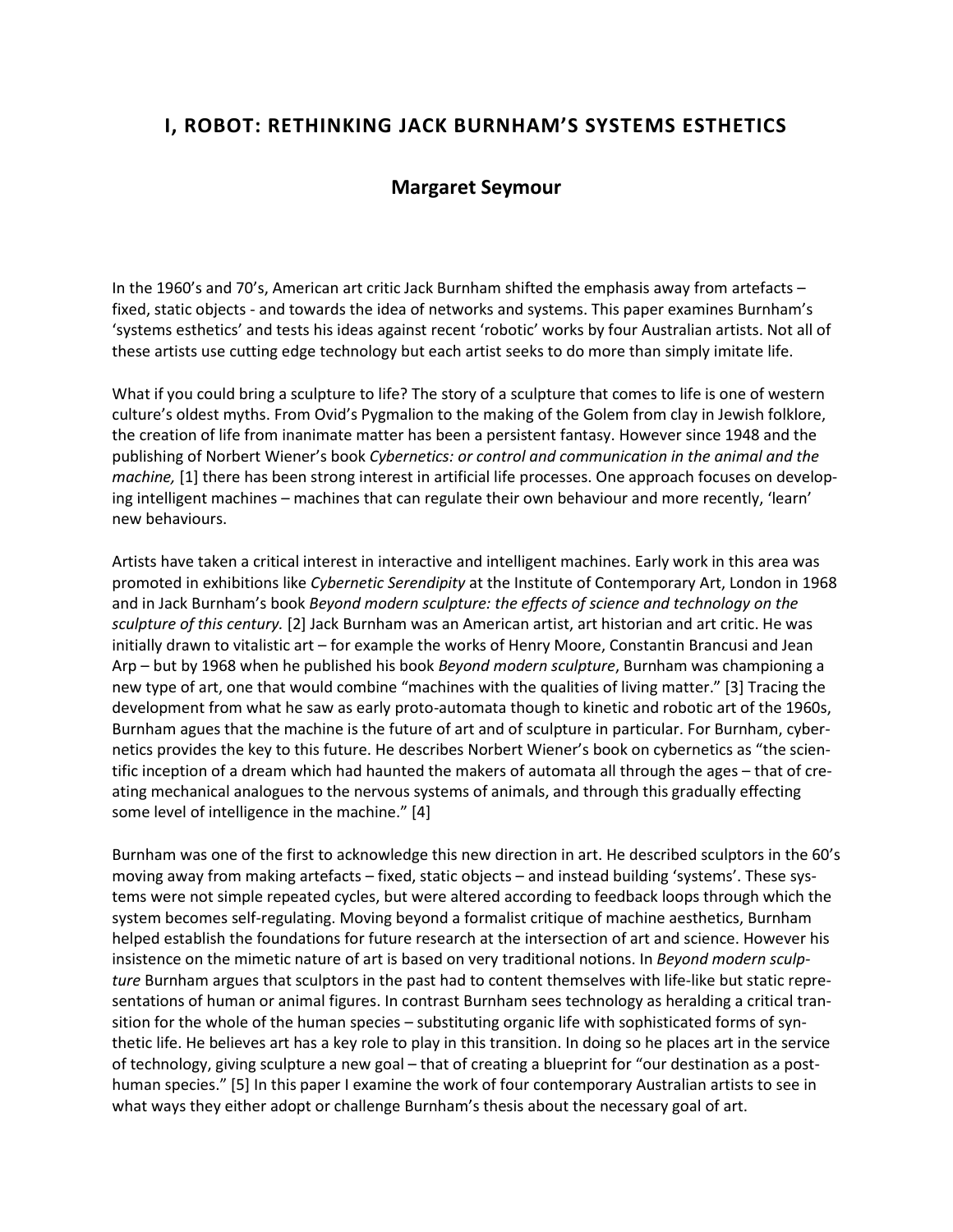# I, ROBOT: RETHINKING JACK BURNHAM'S SYSTEMS ESTHETICS

## Margaret Seymour

In the 1960's and 70's, American art critic Jack Burnham shifted the emphasis away from artefacts – fixed, static objects - and towards the idea of networks and systems. This paper examines Burnham's 'systems esthetics' and tests his ideas against recent 'robotic' works by four Australian artists. Not all of these artists use cutting edge technology but each artist seeks to do more than simply imitate life.

What if you could bring a sculpture to life? The story of a sculpture that comes to life is one of western culture's oldest myths. From Ovid's Pygmalion to the making of the Golem from clay in Jewish folklore, the creation of life from inanimate matter has been a persistent fantasy. However since 1948 and the publishing of Norbert Wiener's book *Cybernetics: or control and communication in the animal and the machine,* [1] there has been strong interest in artificial life processes. One approach focuses on developing intelligent machines – machines that can regulate their own behaviour and more recently, 'learn' new behaviours.

Artists have taken a critical interest in interactive and intelligent machines. Early work in this area was promoted in exhibitions like *Cybernetic Serendipity* at the Institute of Contemporary Art, London in 1968 and in Jack Burnham's book *Beyond modern sculpture: the effects of science and technology on the sculpture of this century.* [2] Jack Burnham was an American artist, art historian and art critic. He was initially drawn to vitalistic art – for example the works of Henry Moore, Constantin Brancusi and Jean Arp – but by 1968 when he published his book *Beyond modern sculpture*, Burnham was championing a new type of art, one that would combine "machines with the qualities of living matter." [3] Tracing the development from what he saw as early proto-automata though to kinetic and robotic art of the 1960s, Burnham agues that the machine is the future of art and of sculpture in particular. For Burnham, cybernetics provides the key to this future. He describes Norbert Wiener's book on cybernetics as "the scientific inception of a dream which had haunted the makers of automata all through the ages – that of creating mechanical analogues to the nervous systems of animals, and through this gradually effecting some level of intelligence in the machine." [4]

Burnham was one of the first to acknowledge this new direction in art. He described sculptors in the 60's moving away from making artefacts – fixed, static objects – and instead building 'systems'. These systems were not simple repeated cycles, but were altered according to feedback loops through which the system becomes self-regulating. Moving beyond a formalist critique of machine aesthetics, Burnham helped establish the foundations for future research at the intersection of art and science. However his insistence on the mimetic nature of art is based on very traditional notions. In *Beyond modern sculpture* Burnham argues that sculptors in the past had to content themselves with life-like but static representations of human or animal figures. In contrast Burnham sees technology as heralding a critical transition for the whole of the human species – substituting organic life with sophisticated forms of synthetic life. He believes art has a key role to play in this transition. In doing so he places art in the service of technology, giving sculpture a new goal – that of creating a blueprint for "our destination as a post-human species." [5] In this paper I examine the work of four contemporary Australian artists to see in what ways they either adopt or challenge Burnham's thesis about the necessary goal of art.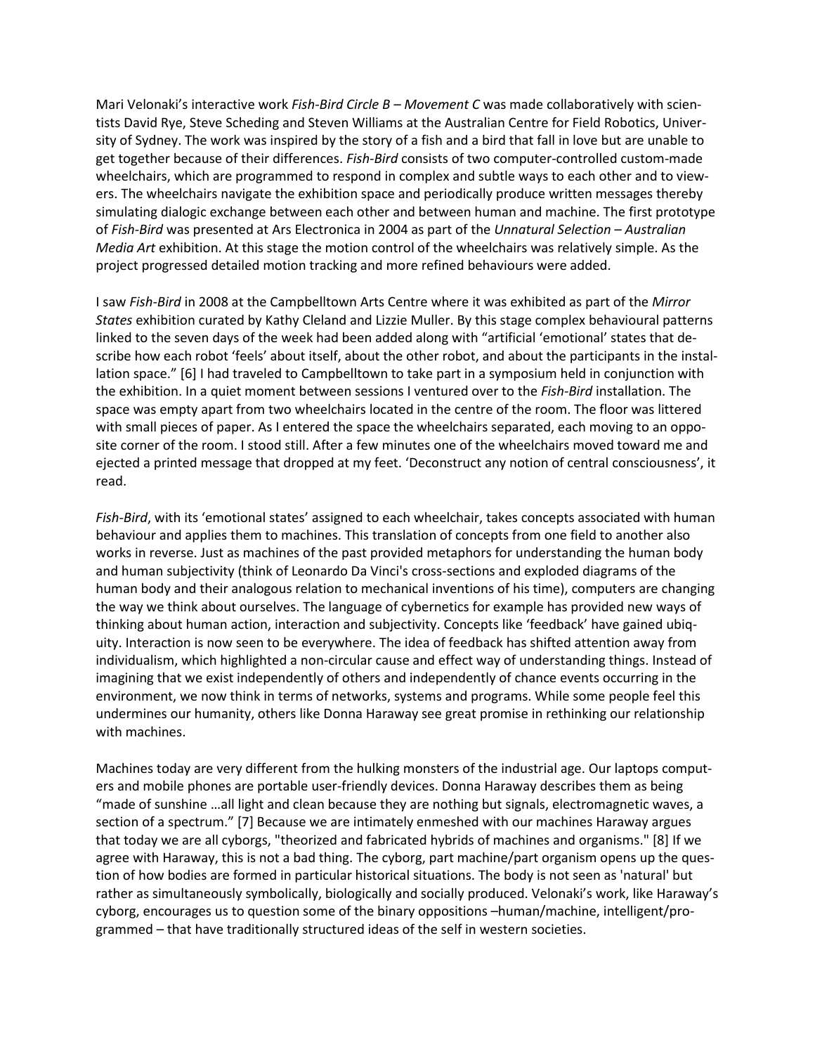Mari Velonaki's interactive work *Fish-Bird Circle B – Movement C* was made collaboratively with scientists David Rye, Steve Scheding and Steven Williams at the Australian Centre for Field Robotics, University of Sydney. The work was inspired by the story of a fish and a bird that fall in love but are unable to get together because of their differences. *Fish-Bird* consists of two computer-controlled custom-made wheelchairs, which are programmed to respond in complex and subtle ways to each other and to viewers. The wheelchairs navigate the exhibition space and periodically produce written messages thereby simulating dialogic exchange between each other and between human and machine. The first prototype of *Fish-Bird* was presented at Ars Electronica in 2004 as part of the *Unnatural Selection – Australian Media Art* exhibition. At this stage the motion control of the wheelchairs was relatively simple. As the project progressed detailed motion tracking and more refined behaviours were added.

I saw *Fish-Bird* in 2008 at the Campbelltown Arts Centre where it was exhibited as part of the *Mirror States* exhibition curated by Kathy Cleland and Lizzie Muller. By this stage complex behavioural patterns linked to the seven days of the week had been added along with "artificial 'emotional' states that describe how each robot 'feels' about itself, about the other robot, and about the participants in the installation space." [6] I had traveled to Campbelltown to take part in a symposium held in conjunction with the exhibition. In a quiet moment between sessions I ventured over to the *Fish-Bird* installation. The space was empty apart from two wheelchairs located in the centre of the room. The floor was littered with small pieces of paper. As I entered the space the wheelchairs separated, each moving to an opposite corner of the room. I stood still. After a few minutes one of the wheelchairs moved toward me and ejected a printed message that dropped at my feet. 'Deconstruct any notion of central consciousness', it read.

*Fish-Bird*, with its 'emotional states' assigned to each wheelchair, takes concepts associated with human behaviour and applies them to machines. This translation of concepts from one field to another also works in reverse. Just as machines of the past provided metaphors for understanding the human body and human subjectivity (think of Leonardo Da Vinci's cross-sections and exploded diagrams of the human body and their analogous relation to mechanical inventions of his time), computers are changing the way we think about ourselves. The language of cybernetics for example has provided new ways of thinking about human action, interaction and subjectivity. Concepts like 'feedback' have gained ubiquity. Interaction is now seen to be everywhere. The idea of feedback has shifted attention away from individualism, which highlighted a non-circular cause and effect way of understanding things. Instead of imagining that we exist independently of others and independently of chance events occurring in the environment, we now think in terms of networks, systems and programs. While some people feel this undermines our humanity, others like Donna Haraway see great promise in rethinking our relationship with machines.

Machines today are very different from the hulking monsters of the industrial age. Our laptops computers and mobile phones are portable user-friendly devices. Donna Haraway describes them as being "made of sunshine …all light and clean because they are nothing but signals, electromagnetic waves, a section of a spectrum." [7] Because we are intimately enmeshed with our machines Haraway argues that today we are all cyborgs, "theorized and fabricated hybrids of machines and organisms." [8] If we agree with Haraway, this is not a bad thing. The cyborg, part machine/part organism opens up the question of how bodies are formed in particular historical situations. The body is not seen as 'natural' but rather as simultaneously symbolically, biologically and socially produced. Velonaki's work, like Haraway's cyborg, encourages us to question some of the binary oppositions –human/machine, intelligent/programmed – that have traditionally structured ideas of the self in western societies.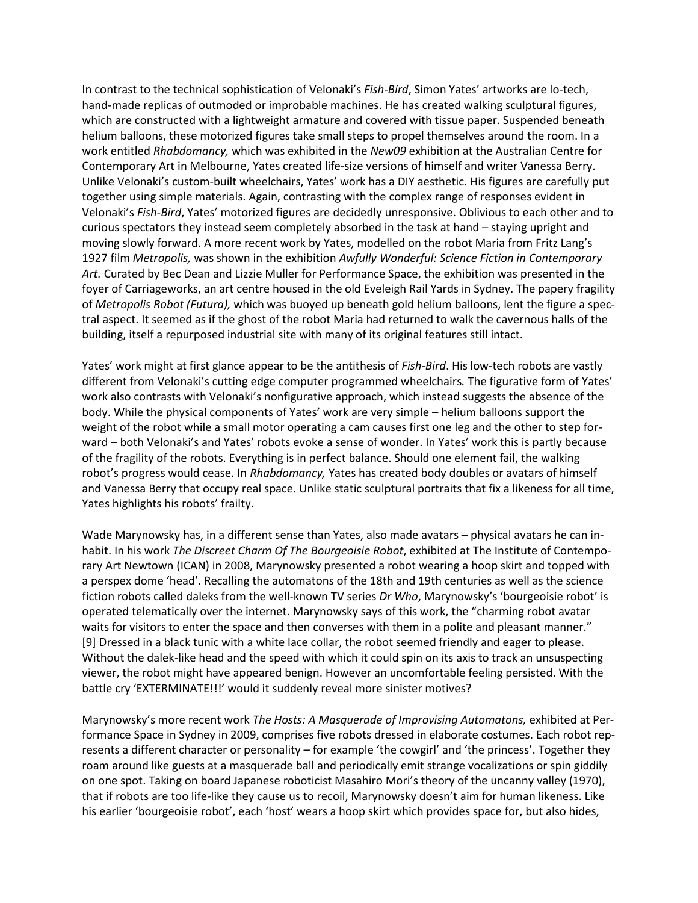In contrast to the technical sophistication of Velonaki's *Fish-Bird*, Simon Yates' artworks are lo-tech, hand-made replicas of outmoded or improbable machines. He has created walking sculptural figures, which are constructed with a lightweight armature and covered with tissue paper. Suspended beneath helium balloons, these motorized figures take small steps to propel themselves around the room. In a work entitled *Rhabdomancy,* which was exhibited in the *New09* exhibition at the Australian Centre for Contemporary Art in Melbourne, Yates created life-size versions of himself and writer Vanessa Berry. Unlike Velonaki's custom-built wheelchairs, Yates' work has a DIY aesthetic. His figures are carefully put together using simple materials. Again, contrasting with the complex range of responses evident in Velonaki's *Fish-Bird*, Yates' motorized figures are decidedly unresponsive. Oblivious to each other and to curious spectators they instead seem completely absorbed in the task at hand – staying upright and moving slowly forward. A more recent work by Yates, modelled on the robot Maria from Fritz Lang's 1927 film *Metropolis,* was shown in the exhibition *Awfully Wonderful: Science Fiction in Contemporary Art.* Curated by Bec Dean and Lizzie Muller for Performance Space, the exhibition was presented in the foyer of Carriageworks, an art centre housed in the old Eveleigh Rail Yards in Sydney. The papery fragility of *Metropolis Robot (Futura),* which was buoyed up beneath gold helium balloons, lent the figure a spectral aspect. It seemed as if the ghost of the robot Maria had returned to walk the cavernous halls of the building, itself a repurposed industrial site with many of its original features still intact.

Yates' work might at first glance appear to be the antithesis of *Fish-Bird*. His low-tech robots are vastly different from Velonaki's cutting edge computer programmed wheelchairs. The figurative form of Yates' work also contrasts with Velonaki's nonfigurative approach, which instead suggests the absence of the body. While the physical components of Yates' work are very simple – helium balloons support the weight of the robot while a small motor operating a cam causes first one leg and the other to step forward – both Velonaki's and Yates' robots evoke a sense of wonder. In Yates' work this is partly because of the fragility of the robots. Everything is in perfect balance. Should one element fail, the walking robot's progress would cease. In *Rhabdomancy,* Yates has created body doubles or avatars of himself and Vanessa Berry that occupy real space. Unlike static sculptural portraits that fix a likeness for all time, Yates highlights his robots' frailty.

Wade Marynowsky has, in a different sense than Yates, also made avatars – physical avatars he can inhabit. In his work *The Discreet Charm Of The Bourgeoisie Robot*, exhibited at The Institute of Contemporary Art Newtown (ICAN) in 2008, Marynowsky presented a robot wearing a hoop skirt and topped with a perspex dome 'head'. Recalling the automatons of the 18th and 19th centuries as well as the science fiction robots called daleks from the well-known TV series *Dr Who*, Marynowsky's 'bourgeoisie robot' is operated telematically over the internet. Marynowsky says of this work, the "charming robot avatar waits for visitors to enter the space and then converses with them in a polite and pleasant manner." [9] Dressed in a black tunic with a white lace collar, the robot seemed friendly and eager to please. Without the dalek-like head and the speed with which it could spin on its axis to track an unsuspecting viewer, the robot might have appeared benign. However an uncomfortable feeling persisted. With the battle cry 'EXTERMINATE!!!' would it suddenly reveal more sinister motives?

Marynowsky's more recent work *The Hosts: A Masquerade of Improvising Automatons,* exhibited at Performance Space in Sydney in 2009, comprises five robots dressed in elaborate costumes. Each robot represents a different character or personality – for example 'the cowgirl' and 'the princess'. Together they roam around like guests at a masquerade ball and periodically emit strange vocalizations or spin giddily on one spot. Taking on board Japanese roboticist Masahiro Mori's theory of the uncanny valley (1970), that if robots are too life-like they cause us to recoil, Marynowsky doesn't aim for human likeness. Like his earlier 'bourgeoisie robot', each 'host' wears a hoop skirt which provides space for, but also hides,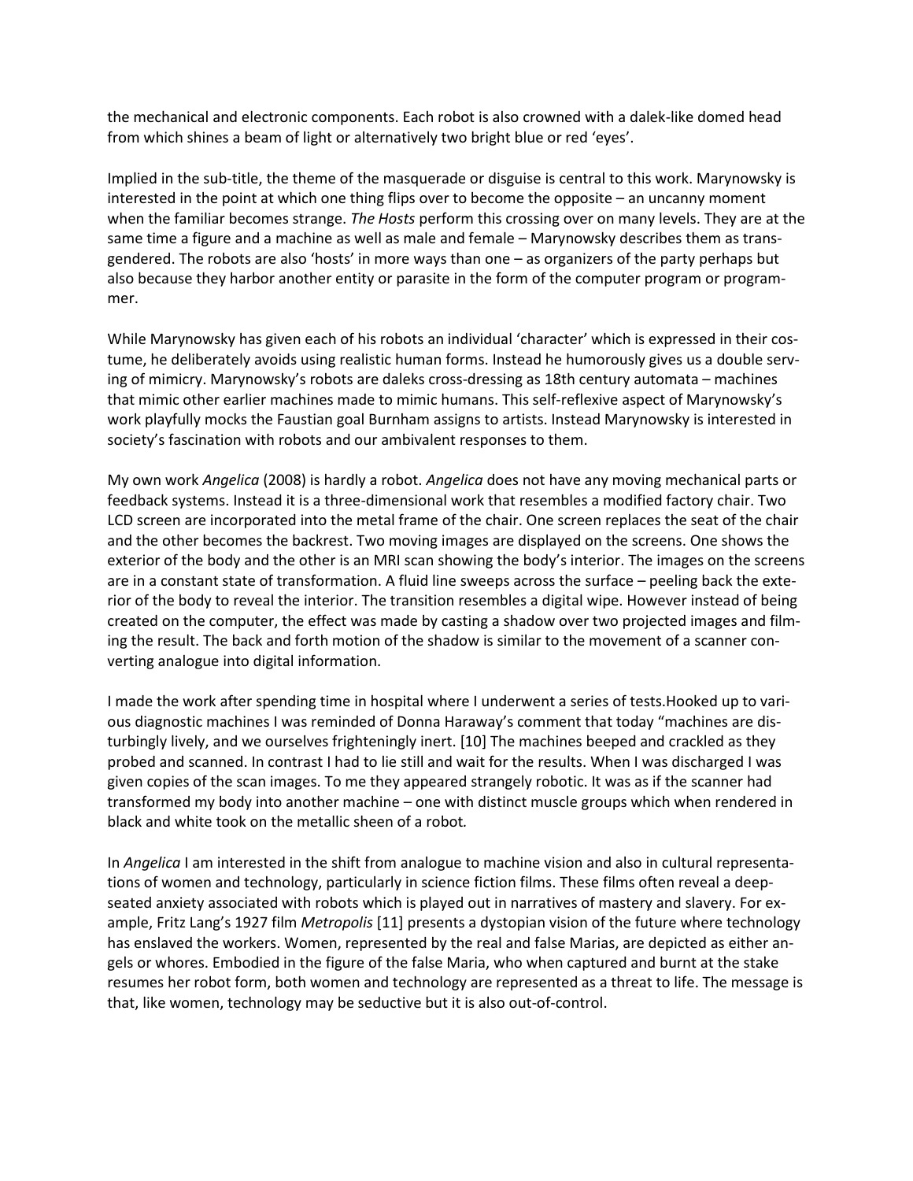the mechanical and electronic components. Each robot is also crowned with a dalek-like domed head from which shines a beam of light or alternatively two bright blue or red 'eyes'.

Implied in the sub-title, the theme of the masquerade or disguise is central to this work. Marynowsky is interested in the point at which one thing flips over to become the opposite – an uncanny moment when the familiar becomes strange. *The Hosts* perform this crossing over on many levels. They are at the same time a figure and a machine as well as male and female – Marynowsky describes them as transgendered. The robots are also 'hosts' in more ways than one – as organizers of the party perhaps but also because they harbor another entity or parasite in the form of the computer program or programmer.

While Marynowsky has given each of his robots an individual 'character' which is expressed in their costume, he deliberately avoids using realistic human forms. Instead he humorously gives us a double serving of mimicry. Marynowsky's robots are daleks cross-dressing as 18th century automata – machines that mimic other earlier machines made to mimic humans. This self-reflexive aspect of Marynowsky's work playfully mocks the Faustian goal Burnham assigns to artists. Instead Marynowsky is interested in society's fascination with robots and our ambivalent responses to them.

My own work *Angelica* (2008) is hardly a robot. *Angelica* does not have any moving mechanical parts or feedback systems. Instead it is a three-dimensional work that resembles a modified factory chair. Two LCD screen are incorporated into the metal frame of the chair. One screen replaces the seat of the chair and the other becomes the backrest. Two moving images are displayed on the screens. One shows the exterior of the body and the other is an MRI scan showing the body's interior. The images on the screens are in a constant state of transformation. A fluid line sweeps across the surface – peeling back the exterior of the body to reveal the interior. The transition resembles a digital wipe. However instead of being created on the computer, the effect was made by casting a shadow over two projected images and filming the result. The back and forth motion of the shadow is similar to the movement of a scanner converting analogue into digital information.

I made the work after spending time in hospital where I underwent a series of tests.Hooked up to various diagnostic machines I was reminded of Donna Haraway's comment that today "machines are disturbingly lively, and we ourselves frighteningly inert. [10] The machines beeped and crackled as they probed and scanned. In contrast I had to lie still and wait for the results. When I was discharged I was given copies of the scan images. To me they appeared strangely robotic. It was as if the scanner had transformed my body into another machine – one with distinct muscle groups which when rendered in black and white took on the metallic sheen of a robot.

In *Angelica* I am interested in the shift from analogue to machine vision and also in cultural representations of women and technology, particularly in science fiction films. These films often reveal a deep-seated anxiety associated with robots which is played out in narratives of mastery and slavery. For example, Fritz Lang's 1927 film *Metropolis* [11] presents a dystopian vision of the future where technology has enslaved the workers. Women, represented by the real and false Marias, are depicted as either angels or whores. Embodied in the figure of the false Maria, who when captured and burnt at the stake resumes her robot form, both women and technology are represented as a threat to life. The message is that, like women, technology may be seductive but it is also out-of-control.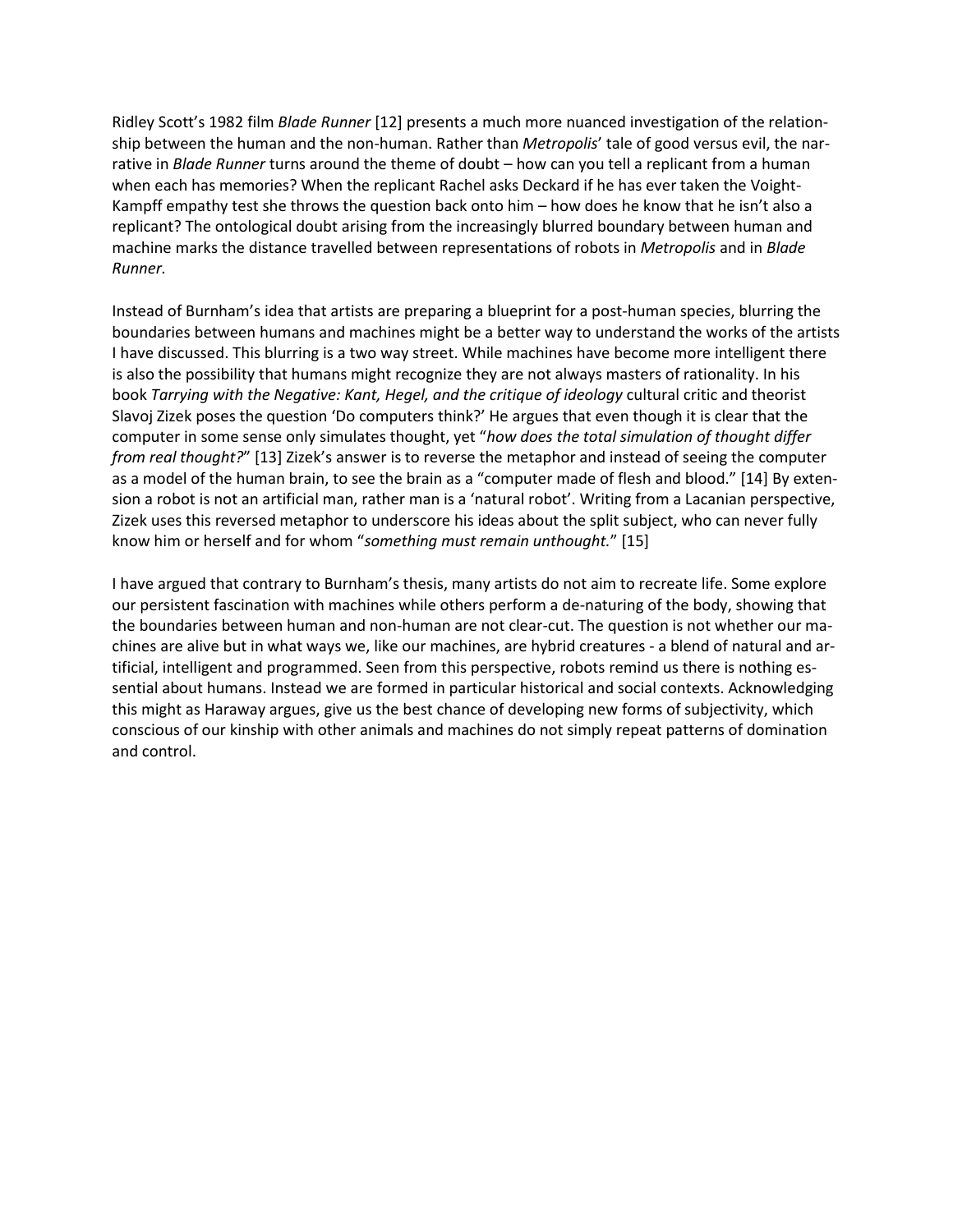Ridley Scott's 1982 film *Blade Runner* [12] presents a much more nuanced investigation of the relationship between the human and the non-human. Rather than *Metropolis*' tale of good versus evil, the narrative in *Blade Runner* turns around the theme of doubt – how can you tell a replicant from a human when each has memories? When the replicant Rachel asks Deckard if he has ever taken the Voight-Kampff empathy test she throws the question back onto him – how does he know that he isn't also a replicant? The ontological doubt arising from the increasingly blurred boundary between human and machine marks the distance travelled between representations of robots in *Metropolis* and in *Blade Runner.*

Instead of Burnham's idea that artists are preparing a blueprint for a post-human species, blurring the boundaries between humans and machines might be a better way to understand the works of the artists I have discussed. This blurring is a two way street. While machines have become more intelligent there is also the possibility that humans might recognize they are not always masters of rationality. In his book *Tarrying with the Negative: Kant, Hegel, and the critique of ideology* cultural critic and theorist Slavoj Zizek poses the question 'Do computers think?' He argues that even though it is clear that the computer in some sense only simulates thought, yet "*how does the total simulation of thought differ from real thought?*" [13] Zizek's answer is to reverse the metaphor and instead of seeing the computer as a model of the human brain, to see the brain as a "computer made of flesh and blood." [14] By extension a robot is not an artificial man, rather man is a 'natural robot'. Writing from a Lacanian perspective, Zizek uses this reversed metaphor to underscore his ideas about the split subject, who can never fully know him or herself and for whom "*something must remain unthought.*" [15]

I have argued that contrary to Burnham's thesis, many artists do not aim to recreate life. Some explore our persistent fascination with machines while others perform a de-naturing of the body, showing that the boundaries between human and non-human are not clear-cut. The question is not whether our machines are alive but in what ways we, like our machines, are hybrid creatures - a blend of natural and artificial, intelligent and programmed. Seen from this perspective, robots remind us there is nothing essential about humans. Instead we are formed in particular historical and social contexts. Acknowledging this might as Haraway argues, give us the best chance of developing new forms of subjectivity, which conscious of our kinship with other animals and machines do not simply repeat patterns of domination and control.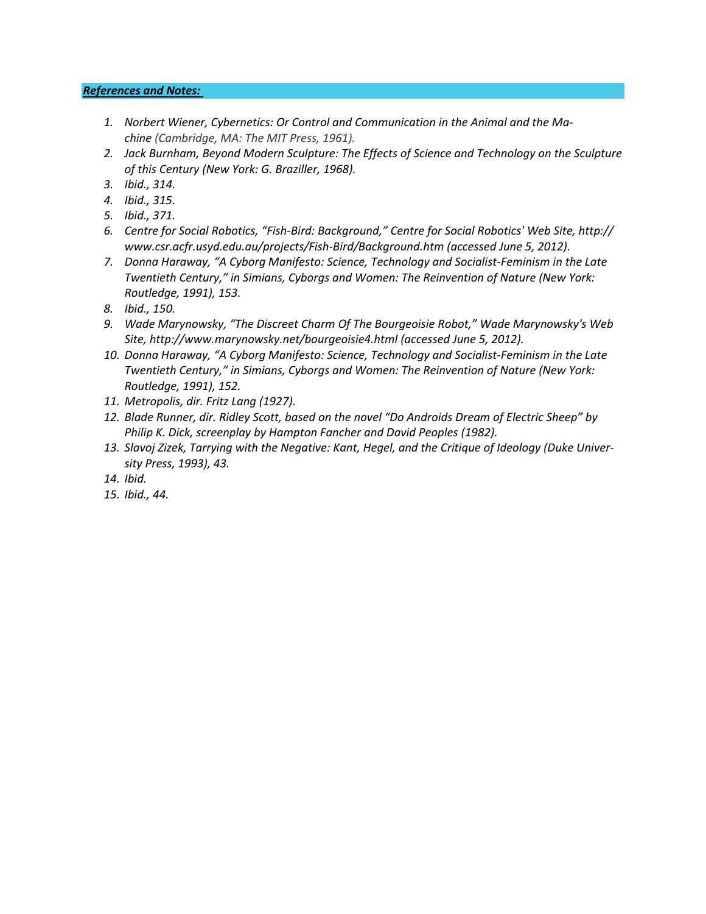***References and Notes:***

1. *Norbert Wiener, Cybernetics: Or Control and Communication in the Animal and the Machine (Cambridge, MA: The MIT Press, 1961).*
2. *Jack Burnham, Beyond Modern Sculpture: The Effects of Science and Technology on the Sculpture of this Century (New York: G. Braziller, 1968).*
3. *Ibid., 314.*
4. *Ibid., 315.*
5. *Ibid., 371.*
6. *Centre for Social Robotics, "Fish-Bird: Background," Centre for Social Robotics' Web Site, http://www.csr.acfr.usyd.edu.au/projects/Fish-Bird/Background.htm (accessed June 5, 2012).*
7. *Donna Haraway, "A Cyborg Manifesto: Science, Technology and Socialist-Feminism in the Late Twentieth Century," in Simians, Cyborgs and Women: The Reinvention of Nature (New York: Routledge, 1991), 153.*
8. *Ibid., 150.*
9. *Wade Marynowsky, "The Discreet Charm Of The Bourgeoisie Robot," Wade Marynowsky's Web Site, http://www.marynowsky.net/bourgeoisie4.html (accessed June 5, 2012).*
10. *Donna Haraway, "A Cyborg Manifesto: Science, Technology and Socialist-Feminism in the Late Twentieth Century," in Simians, Cyborgs and Women: The Reinvention of Nature (New York: Routledge, 1991), 152.*
11. *Metropolis, dir. Fritz Lang (1927).*
12. *Blade Runner, dir. Ridley Scott, based on the novel "Do Androids Dream of Electric Sheep" by Philip K. Dick, screenplay by Hampton Fancher and David Peoples (1982).*
13. *Slavoj Zizek, Tarrying with the Negative: Kant, Hegel, and the Critique of Ideology (Duke University Press, 1993), 43.*
14. *Ibid.*
15. *Ibid., 44.*